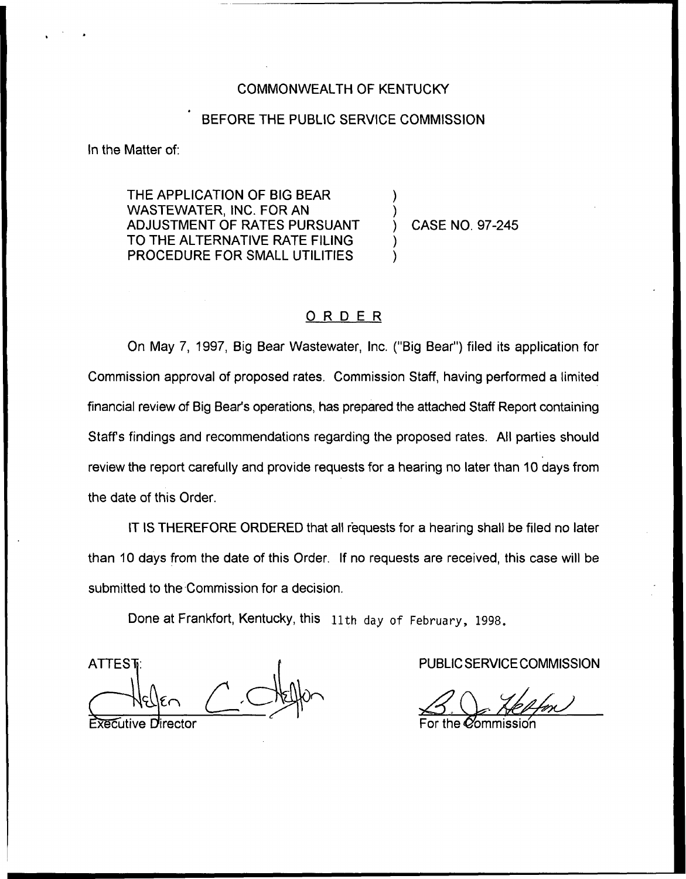COMMONWEALTH OF KENTUCKY

BEFORE THE PUBLIC SERVICE COMMISSION

In the Matter of:

THE APPLICATION OF BIG BEAR WASTEWATER, INC. FOR AN ADJUSTMENT OF RATES PURSUANT TO THE ALTERNATIVE RATE FILING PROCEDURE FOR SMALL UTILITIES ) CASE NO. 97-245

## ORDER

On May 7, 1997, Big Bear Wastewater, Inc. ("Big Bear") filed its application for Commission approval of proposed rates. Commission Staff, having performed a limited financial review of Big Bear's operations, has prepared the attached Staff Report containing Staff's findings and recommendations regarding the proposed rates. All parties should review the report carefully and provide requests for a hearing no later than 10 days from the date of this Order.

IT IS THEREFORE ORDERED that all requests for a hearing shall be filed no later than 10 days from the date of this Order. If no requests are received, this case will be submitted to the Commission for a decision.

Done at Frankfort, Kentucky, this 11th day of February, 1998.

ATTEST:

Executive Director

PUBLIC SERVICE COMMISSION

For the Commission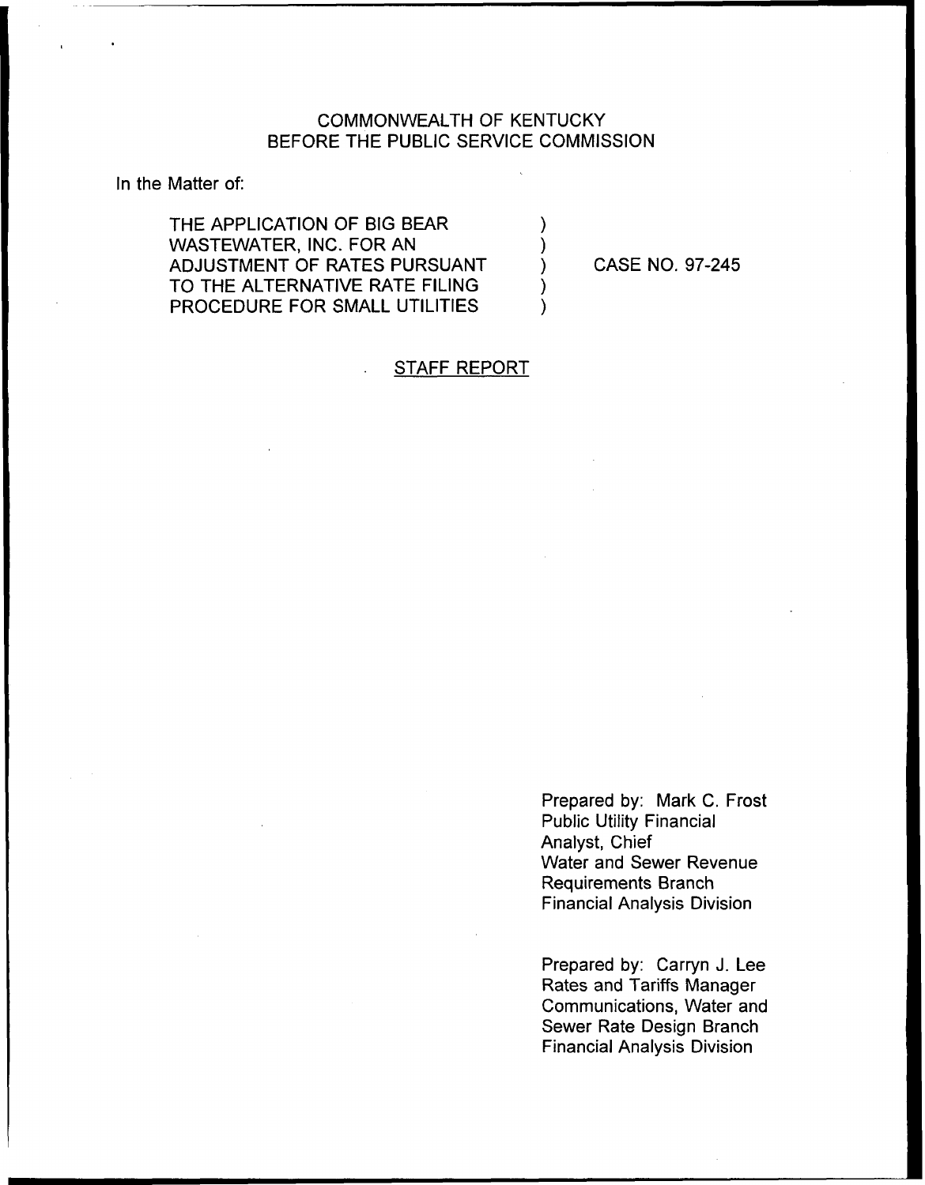COMMONWEALTH OF KENTUCKY
BEFORE THE PUBLIC SERVICE COMMISSION

In the Matter of:

| | | |
|---|---|---|
| THE APPLICATION OF BIG BEAR WASTEWATER, INC. FOR AN ADJUSTMENT OF RATES PURSUANT TO THE ALTERNATIVE RATE FILING PROCEDURE FOR SMALL UTILITIES | ) ) ) ) ) | CASE NO. 97-245 |

## STAFF REPORT

Prepared by: Mark C. Frost
Public Utility Financial Analyst, Chief
Water and Sewer Revenue Requirements Branch
Financial Analysis Division

Prepared by: Carryn J. Lee
Rates and Tariffs Manager
Communications, Water and Sewer Rate Design Branch
Financial Analysis Division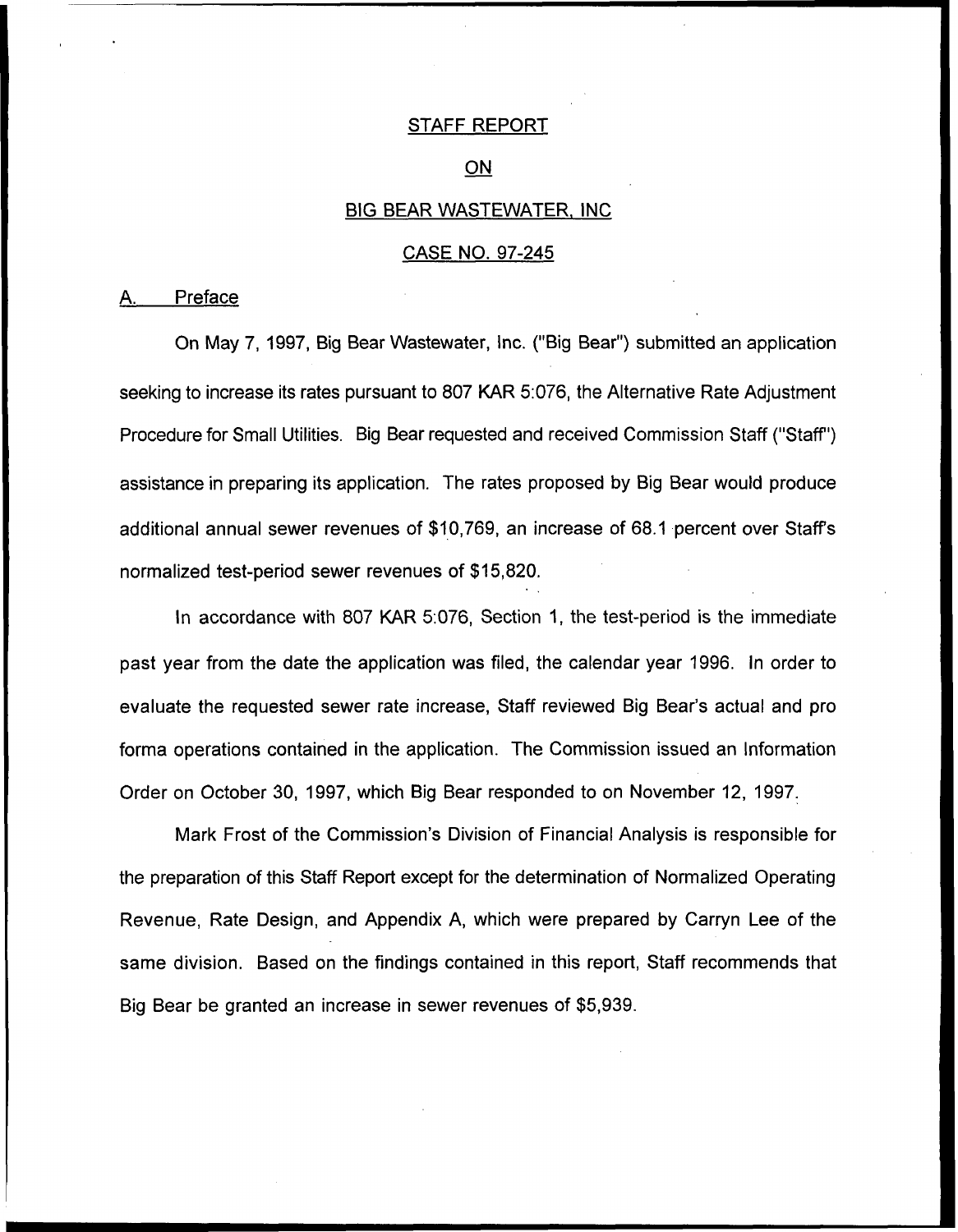# STAFF REPORT

# ON

# BIG BEAR WASTEWATER, INC

# CASE NO. 97-245

## A. Preface

On May 7, 1997, Big Bear Wastewater, Inc. ("Big Bear") submitted an application seeking to increase its rates pursuant to 807 KAR 5:076, the Alternative Rate Adjustment Procedure for Small Utilities. Big Bear requested and received Commission Staff ("Staff") assistance in preparing its application. The rates proposed by Big Bear would produce additional annual sewer revenues of $10,769, an increase of 68.1 percent over Staff's normalized test-period sewer revenues of $15,820.

In accordance with 807 KAR 5:076, Section 1, the test-period is the immediate past year from the date the application was filed, the calendar year 1996. In order to evaluate the requested sewer rate increase, Staff reviewed Big Bear's actual and pro forma operations contained in the application. The Commission issued an Information Order on October 30, 1997, which Big Bear responded to on November 12, 1997.

Mark Frost of the Commission's Division of Financial Analysis is responsible for the preparation of this Staff Report except for the determination of Normalized Operating Revenue, Rate Design, and Appendix A, which were prepared by Carryn Lee of the same division. Based on the findings contained in this report, Staff recommends that Big Bear be granted an increase in sewer revenues of $5,939.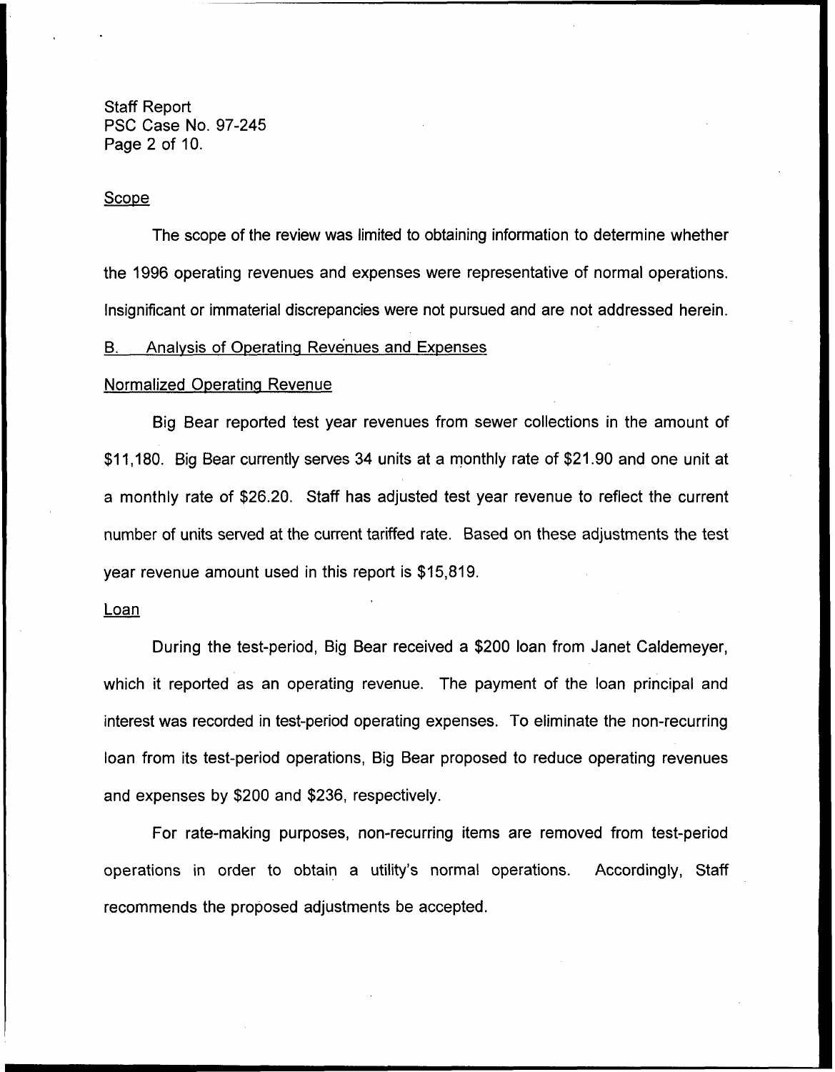## Scope

The scope of the review was limited to obtaining information to determine whether the 1996 operating revenues and expenses were representative of normal operations. Insignificant or immaterial discrepancies were not pursued and are not addressed herein.

## B. Analysis of Operating Revenues and Expenses

### Normalized Operating Revenue

Big Bear reported test year revenues from sewer collections in the amount of $11,180. Big Bear currently serves 34 units at a monthly rate of $21.90 and one unit at a monthly rate of $26.20. Staff has adjusted test year revenue to reflect the current number of units served at the current tariffed rate. Based on these adjustments the test year revenue amount used in this report is $15,819.

### Loan

During the test-period, Big Bear received a $200 loan from Janet Caldemeyer, which it reported as an operating revenue. The payment of the loan principal and interest was recorded in test-period operating expenses. To eliminate the non-recurring loan from its test-period operations, Big Bear proposed to reduce operating revenues and expenses by $200 and $236, respectively.

For rate-making purposes, non-recurring items are removed from test-period operations in order to obtain a utility's normal operations. Accordingly, Staff recommends the proposed adjustments be accepted.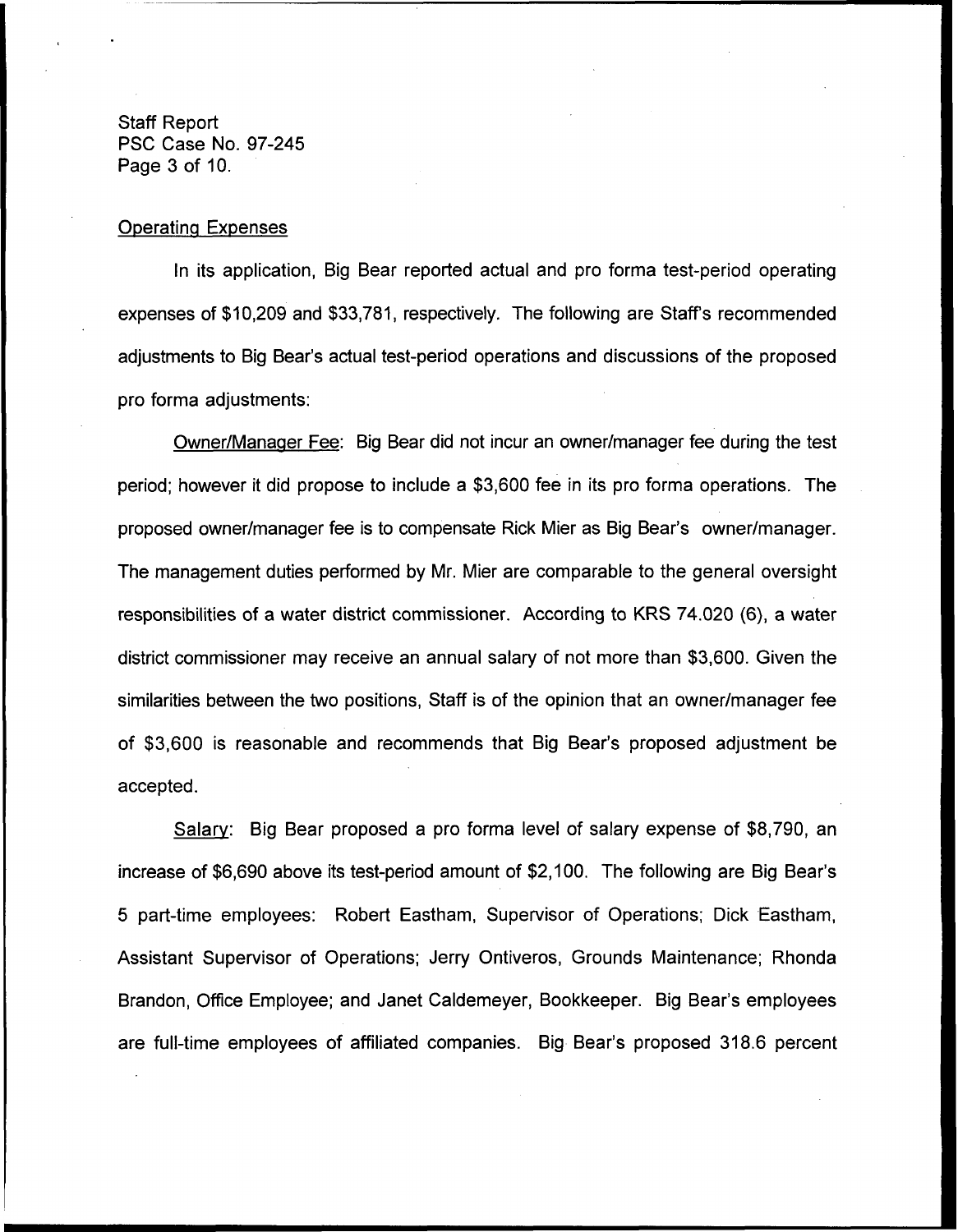Operating Expenses

In its application, Big Bear reported actual and pro forma test-period operating expenses of $10,209 and $33,781, respectively. The following are Staff's recommended adjustments to Big Bear's actual test-period operations and discussions of the proposed pro forma adjustments:

Owner/Manager Fee: Big Bear did not incur an owner/manager fee during the test period; however it did propose to include a $3,600 fee in its pro forma operations. The proposed owner/manager fee is to compensate Rick Mier as Big Bear's owner/manager. The management duties performed by Mr. Mier are comparable to the general oversight responsibilities of a water district commissioner. According to KRS 74.020 (6), a water district commissioner may receive an annual salary of not more than $3,600. Given the similarities between the two positions, Staff is of the opinion that an owner/manager fee of $3,600 is reasonable and recommends that Big Bear's proposed adjustment be accepted.

Salary: Big Bear proposed a pro forma level of salary expense of $8,790, an increase of $6,690 above its test-period amount of $2,100. The following are Big Bear's 5 part-time employees: Robert Eastham, Supervisor of Operations; Dick Eastham, Assistant Supervisor of Operations; Jerry Ontiveros, Grounds Maintenance; Rhonda Brandon, Office Employee; and Janet Caldemeyer, Bookkeeper. Big Bear's employees are full-time employees of affiliated companies. Big Bear's proposed 318.6 percent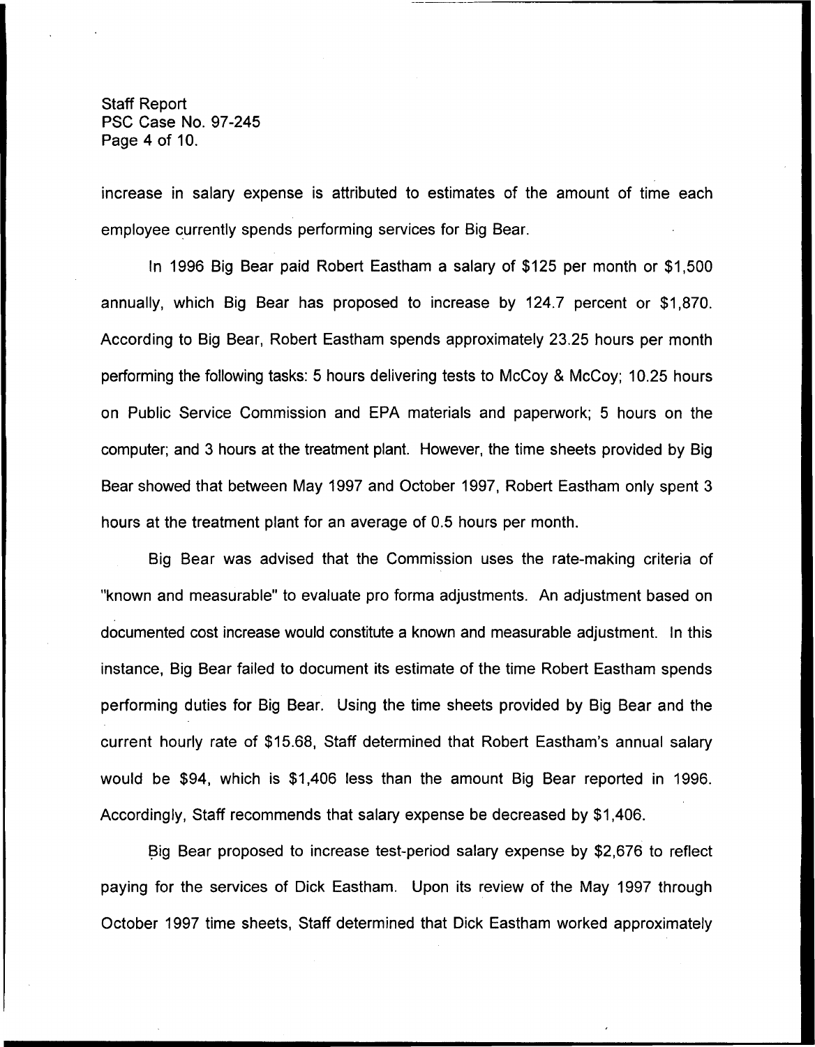increase in salary expense is attributed to estimates of the amount of time each employee currently spends performing services for Big Bear.

In 1996 Big Bear paid Robert Eastham a salary of $125 per month or $1,500 annually, which Big Bear has proposed to increase by 124.7 percent or $1,870. According to Big Bear, Robert Eastham spends approximately 23.25 hours per month performing the following tasks: 5 hours delivering tests to McCoy & McCoy; 10.25 hours on Public Service Commission and EPA materials and paperwork; 5 hours on the computer; and 3 hours at the treatment plant. However, the time sheets provided by Big Bear showed that between May 1997 and October 1997, Robert Eastham only spent 3 hours at the treatment plant for an average of 0.5 hours per month.

Big Bear was advised that the Commission uses the rate-making criteria of "known and measurable" to evaluate pro forma adjustments. An adjustment based on documented cost increase would constitute a known and measurable adjustment. In this instance, Big Bear failed to document its estimate of the time Robert Eastham spends performing duties for Big Bear. Using the time sheets provided by Big Bear and the current hourly rate of $15.68, Staff determined that Robert Eastham's annual salary would be $94, which is $1,406 less than the amount Big Bear reported in 1996. Accordingly, Staff recommends that salary expense be decreased by $1,406.

Big Bear proposed to increase test-period salary expense by $2,676 to reflect paying for the services of Dick Eastham. Upon its review of the May 1997 through October 1997 time sheets, Staff determined that Dick Eastham worked approximately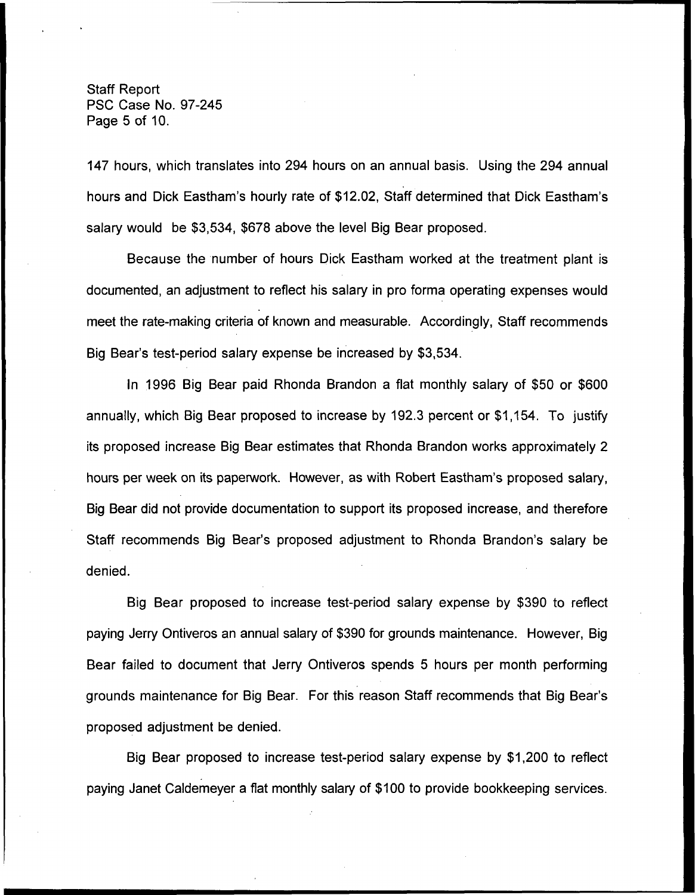147 hours, which translates into 294 hours on an annual basis. Using the 294 annual hours and Dick Eastham's hourly rate of $12.02, Staff determined that Dick Eastham's salary would be $3,534, $678 above the level Big Bear proposed.

Because the number of hours Dick Eastham worked at the treatment plant is documented, an adjustment to reflect his salary in pro forma operating expenses would meet the rate-making criteria of known and measurable. Accordingly, Staff recommends Big Bear's test-period salary expense be increased by $3,534.

In 1996 Big Bear paid Rhonda Brandon a flat monthly salary of $50 or $600 annually, which Big Bear proposed to increase by 192.3 percent or $1,154. To justify its proposed increase Big Bear estimates that Rhonda Brandon works approximately 2 hours per week on its paperwork. However, as with Robert Eastham's proposed salary, Big Bear did not provide documentation to support its proposed increase, and therefore Staff recommends Big Bear's proposed adjustment to Rhonda Brandon's salary be denied.

Big Bear proposed to increase test-period salary expense by $390 to reflect paying Jerry Ontiveros an annual salary of $390 for grounds maintenance. However, Big Bear failed to document that Jerry Ontiveros spends 5 hours per month performing grounds maintenance for Big Bear. For this reason Staff recommends that Big Bear's proposed adjustment be denied.

Big Bear proposed to increase test-period salary expense by $1,200 to reflect paying Janet Caldemeyer a flat monthly salary of $100 to provide bookkeeping services.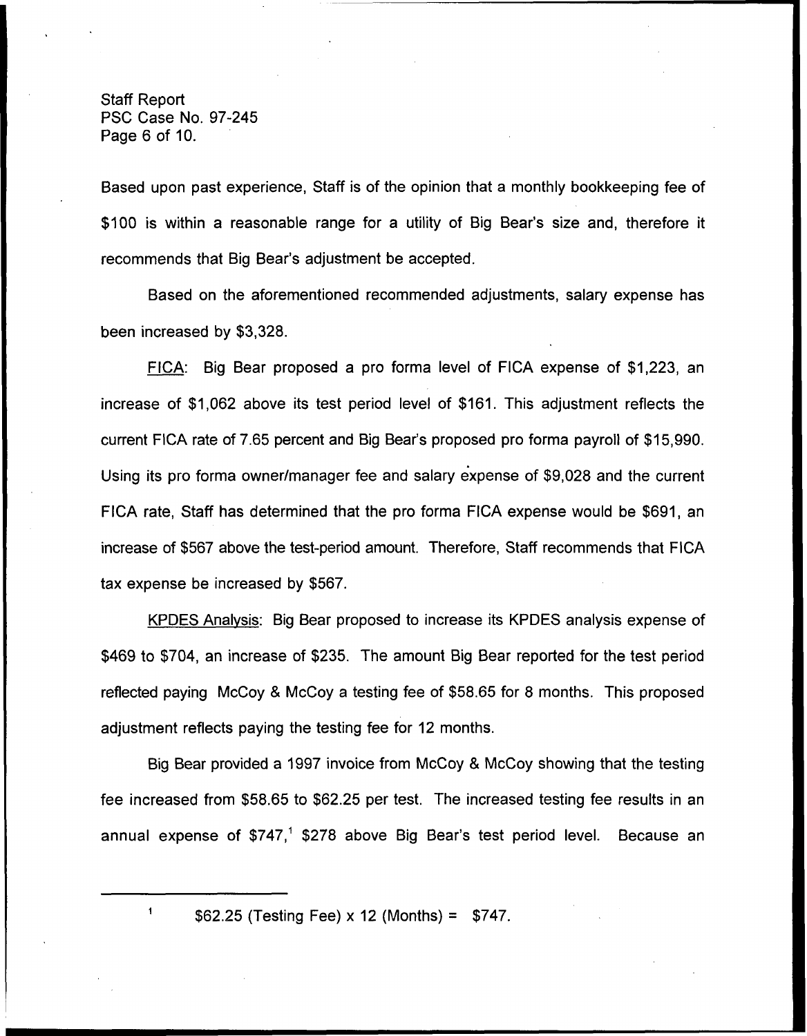Based upon past experience, Staff is of the opinion that a monthly bookkeeping fee of $100 is within a reasonable range for a utility of Big Bear's size and, therefore it recommends that Big Bear's adjustment be accepted.

Based on the aforementioned recommended adjustments, salary expense has been increased by $3,328.

FICA: Big Bear proposed a pro forma level of FICA expense of $1,223, an increase of $1,062 above its test period level of $161. This adjustment reflects the current FICA rate of 7.65 percent and Big Bear's proposed pro forma payroll of $15,990. Using its pro forma owner/manager fee and salary expense of $9,028 and the current FICA rate, Staff has determined that the pro forma FICA expense would be $691, an increase of $567 above the test-period amount. Therefore, Staff recommends that FICA tax expense be increased by $567.

KPDES Analysis: Big Bear proposed to increase its KPDES analysis expense of $469 to $704, an increase of $235. The amount Big Bear reported for the test period reflected paying McCoy & McCoy a testing fee of $58.65 for 8 months. This proposed adjustment reflects paying the testing fee for 12 months.

Big Bear provided a 1997 invoice from McCoy & McCoy showing that the testing fee increased from $58.65 to $62.25 per test. The increased testing fee results in an annual expense of $747,[1] $278 above Big Bear's test period level. Because an

---

[1] $62.25 (Testing Fee) x 12 (Months) = $747.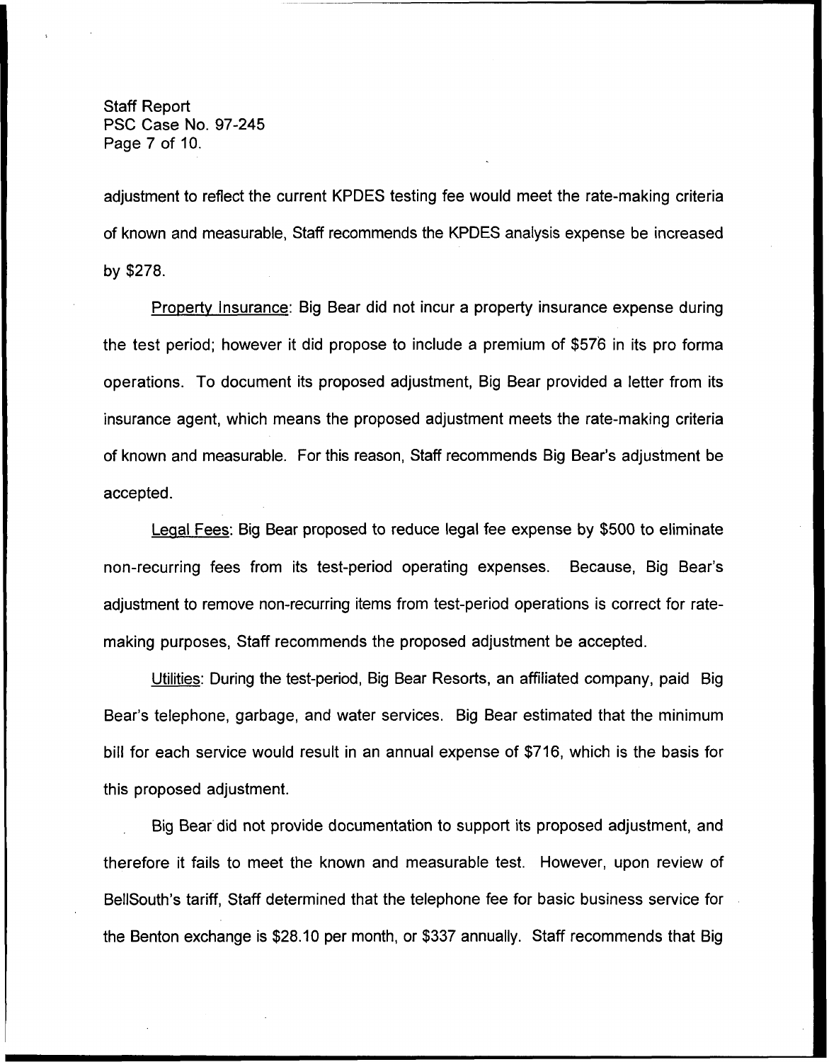adjustment to reflect the current KPDES testing fee would meet the rate-making criteria of known and measurable, Staff recommends the KPDES analysis expense be increased by $278.

Property Insurance: Big Bear did not incur a property insurance expense during the test period; however it did propose to include a premium of $576 in its pro forma operations. To document its proposed adjustment, Big Bear provided a letter from its insurance agent, which means the proposed adjustment meets the rate-making criteria of known and measurable. For this reason, Staff recommends Big Bear's adjustment be accepted.

Legal Fees: Big Bear proposed to reduce legal fee expense by $500 to eliminate non-recurring fees from its test-period operating expenses. Because, Big Bear's adjustment to remove non-recurring items from test-period operations is correct for rate-making purposes, Staff recommends the proposed adjustment be accepted.

Utilities: During the test-period, Big Bear Resorts, an affiliated company, paid Big Bear's telephone, garbage, and water services. Big Bear estimated that the minimum bill for each service would result in an annual expense of $716, which is the basis for this proposed adjustment.

Big Bear did not provide documentation to support its proposed adjustment, and therefore it fails to meet the known and measurable test. However, upon review of BellSouth's tariff, Staff determined that the telephone fee for basic business service for the Benton exchange is $28.10 per month, or $337 annually. Staff recommends that Big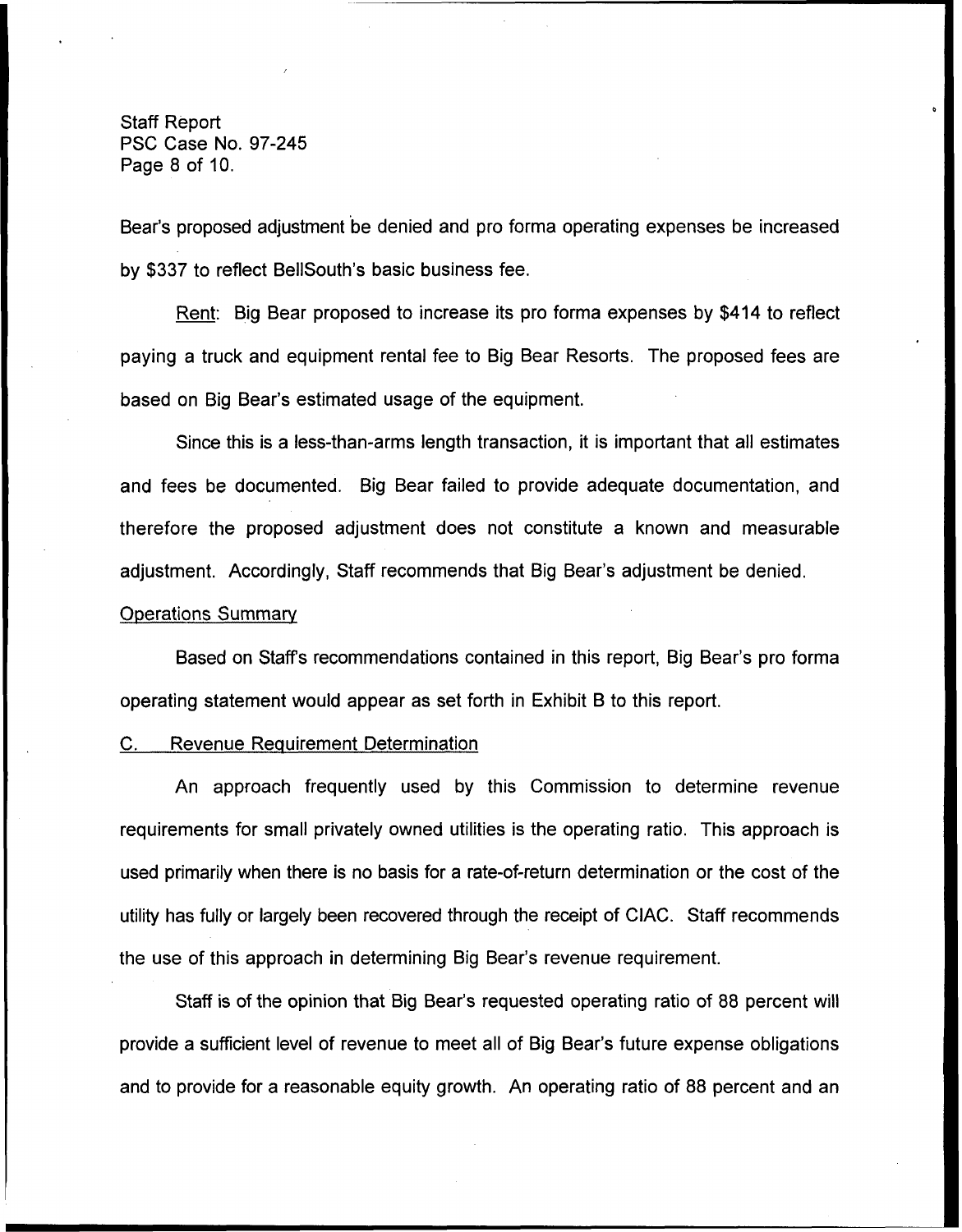Bear's proposed adjustment be denied and pro forma operating expenses be increased by $337 to reflect BellSouth's basic business fee.

Rent: Big Bear proposed to increase its pro forma expenses by $414 to reflect paying a truck and equipment rental fee to Big Bear Resorts. The proposed fees are based on Big Bear's estimated usage of the equipment.

Since this is a less-than-arms length transaction, it is important that all estimates and fees be documented. Big Bear failed to provide adequate documentation, and therefore the proposed adjustment does not constitute a known and measurable adjustment. Accordingly, Staff recommends that Big Bear's adjustment be denied.

Operations Summary

Based on Staff's recommendations contained in this report, Big Bear's pro forma operating statement would appear as set forth in Exhibit B to this report.

C. Revenue Requirement Determination

An approach frequently used by this Commission to determine revenue requirements for small privately owned utilities is the operating ratio. This approach is used primarily when there is no basis for a rate-of-return determination or the cost of the utility has fully or largely been recovered through the receipt of CIAC. Staff recommends the use of this approach in determining Big Bear's revenue requirement.

Staff is of the opinion that Big Bear's requested operating ratio of 88 percent will provide a sufficient level of revenue to meet all of Big Bear's future expense obligations and to provide for a reasonable equity growth. An operating ratio of 88 percent and an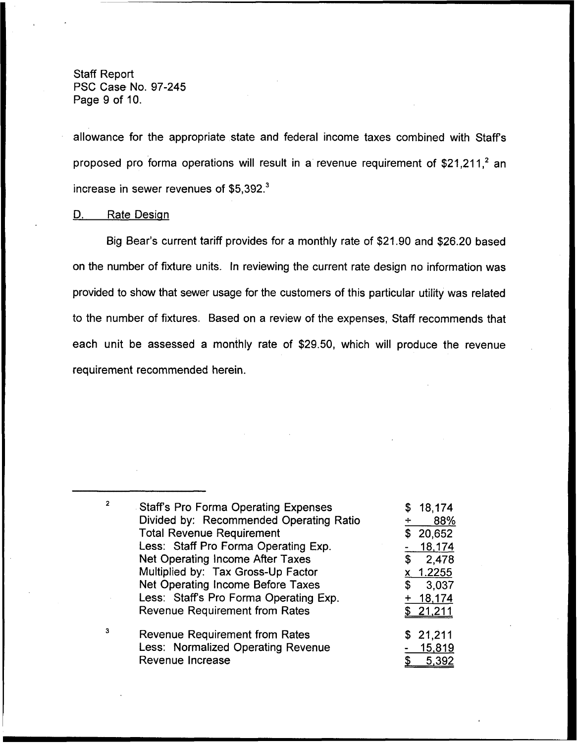allowance for the appropriate state and federal income taxes combined with Staff's proposed pro forma operations will result in a revenue requirement of $21,211,[2] an increase in sewer revenues of $5,392.[3]

## D. Rate Design

Big Bear's current tariff provides for a monthly rate of $21.90 and $26.20 based on the number of fixture units. In reviewing the current rate design no information was provided to show that sewer usage for the customers of this particular utility was related to the number of fixtures. Based on a review of the expenses, Staff recommends that each unit be assessed a monthly rate of $29.50, which will produce the revenue requirement recommended herein.

---

[2]

| | |
|---|---|
| Staff's Pro Forma Operating Expenses | $ 18,174 |
| Divided by: Recommended Operating Ratio | ÷ 88% |
| Total Revenue Requirement | $ 20,652 |
| Less: Staff Pro Forma Operating Exp. | - 18,174 |
| Net Operating Income After Taxes | $ 2,478 |
| Multiplied by: Tax Gross-Up Factor | x 1.2255 |
| Net Operating Income Before Taxes | $ 3,037 |
| Less: Staff's Pro Forma Operating Exp. | + 18,174 |
| Revenue Requirement from Rates | $ 21,211 |

[3]

| | |
|---|---|
| Revenue Requirement from Rates | $ 21,211 |
| Less: Normalized Operating Revenue | - 15,819 |
| Revenue Increase | $ 5,392 |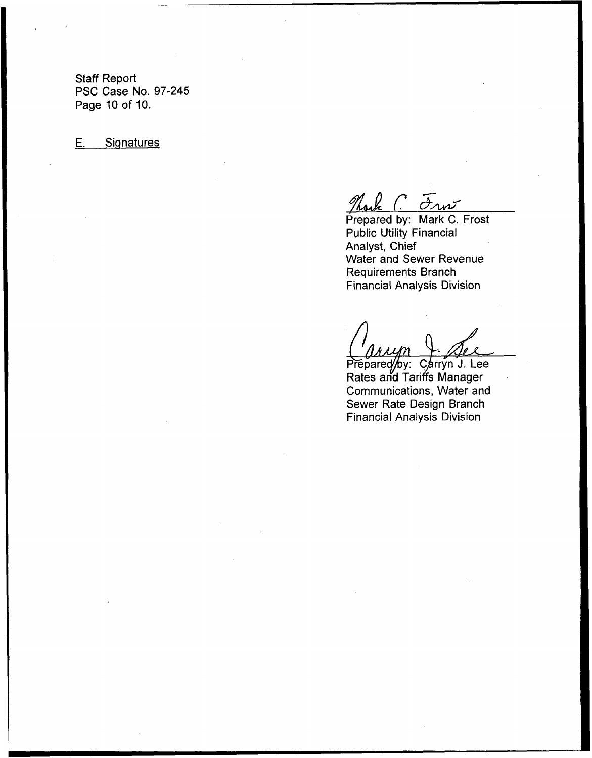## E. Signatures

Prepared by: Mark C. Frost
Public Utility Financial
Analyst, Chief
Water and Sewer Revenue
Requirements Branch
Financial Analysis Division

Prepared by: Carryn J. Lee
Rates and Tariffs Manager
Communications, Water and
Sewer Rate Design Branch
Financial Analysis Division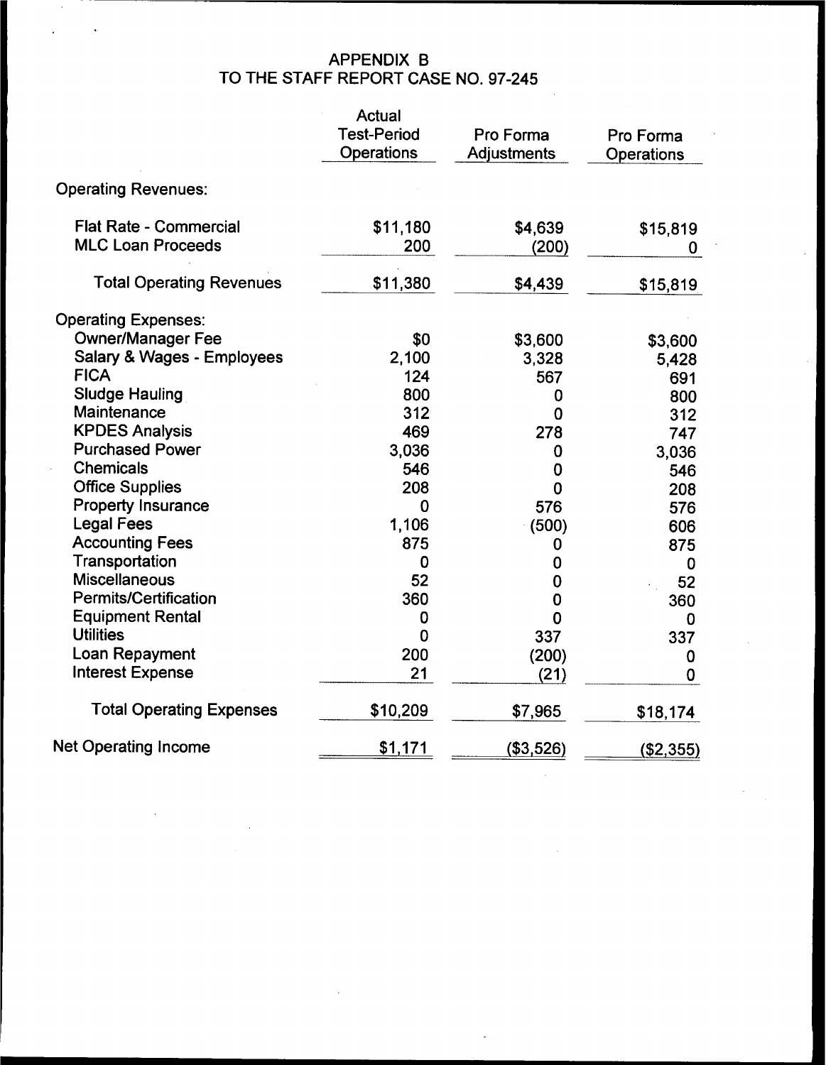# APPENDIX B
## TO THE STAFF REPORT CASE NO. 97-245

| | Actual Test-Period Operations | Pro Forma Adjustments | Pro Forma Operations |
|---|---|---|---|
| Operating Revenues: | | | |
| Flat Rate - Commercial | $11,180 | $4,639 | $15,819 |
| MLC Loan Proceeds | 200 | (200) | 0 |
| Total Operating Revenues | $11,380 | $4,439 | $15,819 |
| Operating Expenses: | | | |
| Owner/Manager Fee | $0 | $3,600 | $3,600 |
| Salary & Wages - Employees | 2,100 | 3,328 | 5,428 |
| FICA | 124 | 567 | 691 |
| Sludge Hauling | 800 | 0 | 800 |
| Maintenance | 312 | 0 | 312 |
| KPDES Analysis | 469 | 278 | 747 |
| Purchased Power | 3,036 | 0 | 3,036 |
| Chemicals | 546 | 0 | 546 |
| Office Supplies | 208 | 0 | 208 |
| Property Insurance | 0 | 576 | 576 |
| Legal Fees | 1,106 | (500) | 606 |
| Accounting Fees | 875 | 0 | 875 |
| Transportation | 0 | 0 | 0 |
| Miscellaneous | 52 | 0 | 52 |
| Permits/Certification | 360 | 0 | 360 |
| Equipment Rental | 0 | 0 | 0 |
| Utilities | 0 | 337 | 337 |
| Loan Repayment | 200 | (200) | 0 |
| Interest Expense | 21 | (21) | 0 |
| Total Operating Expenses | $10,209 | $7,965 | $18,174 |
| Net Operating Income | $1,171 | ($3,526) | ($2,355) |